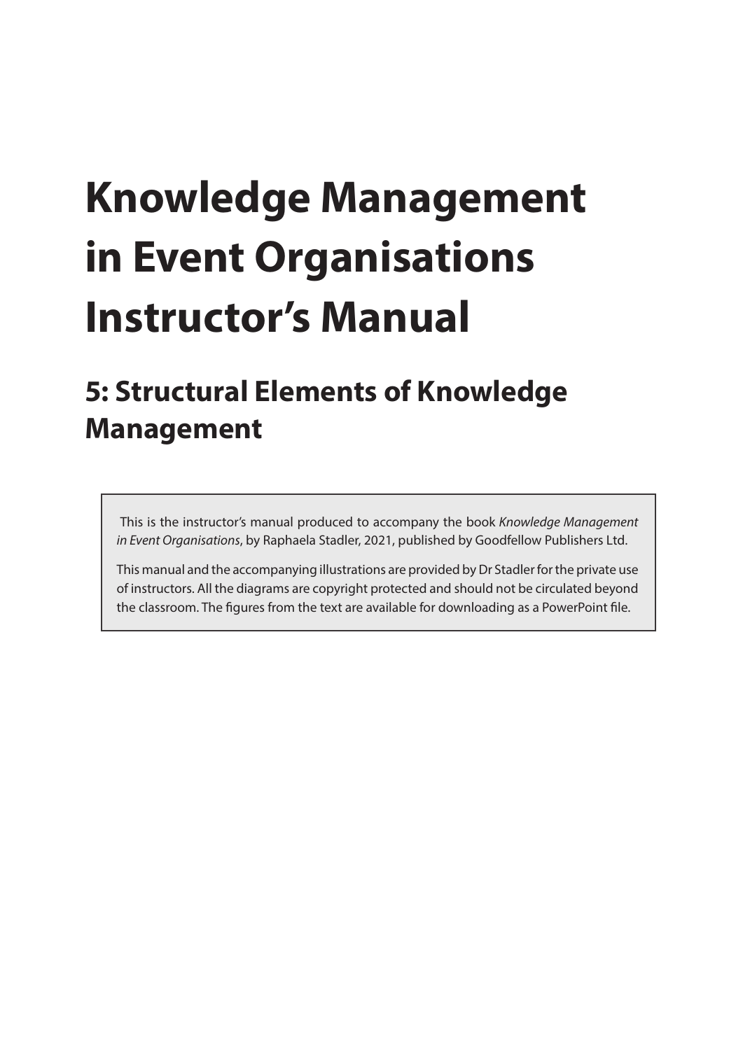# Knowledge Management in Event Organisations Instructor's Manual

## 5: Structural Elements of Knowledge Management

This is the instructor's manual produced to accompany the book *Knowledge Management in Event Organisations*, by Raphaela Stadler, 2021, published by Goodfellow Publishers Ltd.

This manual and the accompanying illustrations are provided by Dr Stadler for the private use of instructors. All the diagrams are copyright protected and should not be circulated beyond the classroom. The figures from the text are available for downloading as a PowerPoint file.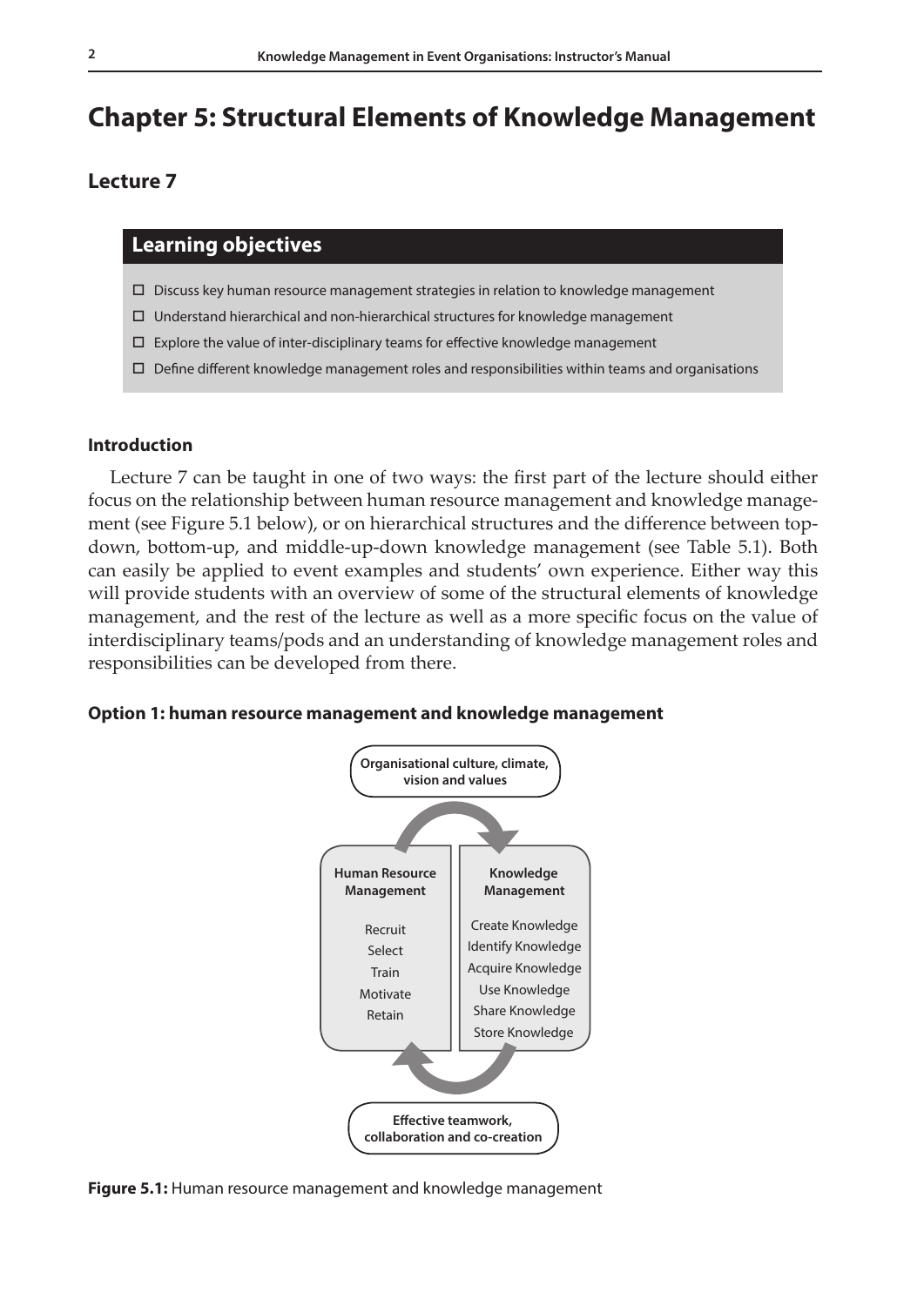# Chapter 5: Structural Elements of Knowledge Management

## Lecture 7

### Learning objectives

- ☐ Discuss key human resource management strategies in relation to knowledge management
- ☐ Understand hierarchical and non-hierarchical structures for knowledge management
- ☐ Explore the value of inter-disciplinary teams for effective knowledge management
- ☐ Define different knowledge management roles and responsibilities within teams and organisations

#### Introduction

Lecture 7 can be taught in one of two ways: the first part of the lecture should either focus on the relationship between human resource management and knowledge management (see Figure 5.1 below), or on hierarchical structures and the difference between top-down, bottom-up, and middle-up-down knowledge management (see Table 5.1). Both can easily be applied to event examples and students' own experience. Either way this will provide students with an overview of some of the structural elements of knowledge management, and the rest of the lecture as well as a more specific focus on the value of interdisciplinary teams/pods and an understanding of knowledge management roles and responsibilities can be developed from there.

#### Option 1: human resource management and knowledge management

Organisational culture, climate, vision and values

| Human Resource Management | Knowledge Management |
|---|---|
| Recruit | Create Knowledge |
| Select | Identify Knowledge |
| Train | Acquire Knowledge |
| Motivate | Use Knowledge |
| Retain | Share Knowledge |
| | Store Knowledge |

Effective teamwork, collaboration and co-creation

**Figure 5.1:** Human resource management and knowledge management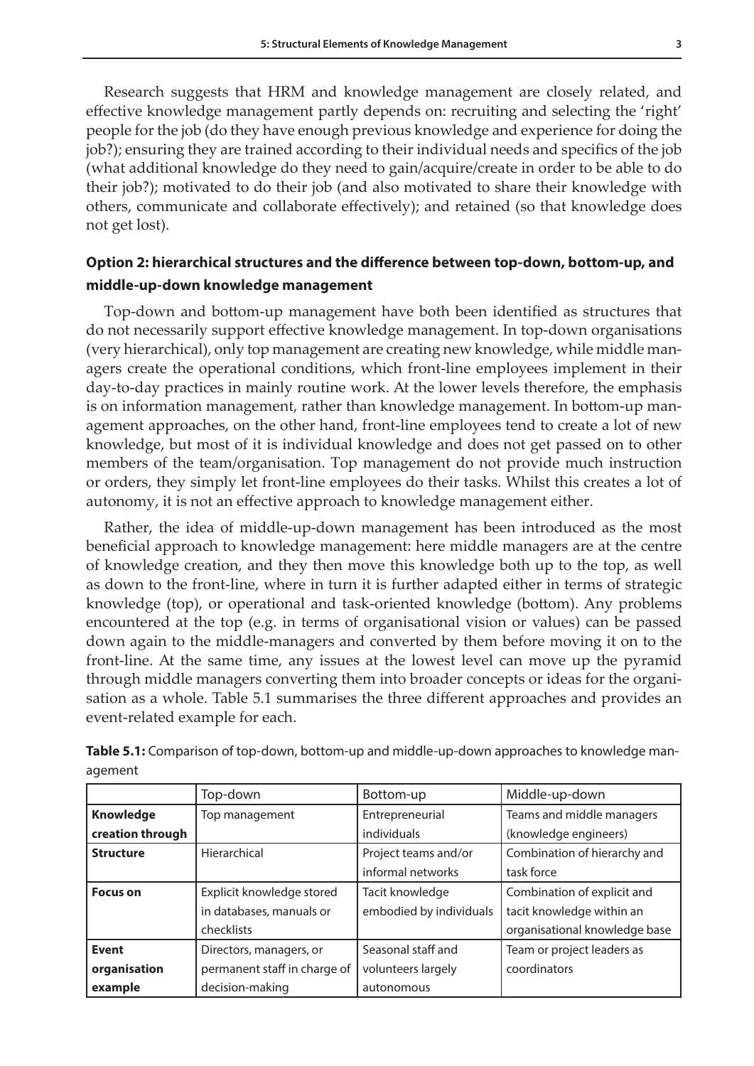Research suggests that HRM and knowledge management are closely related, and effective knowledge management partly depends on: recruiting and selecting the 'right' people for the job (do they have enough previous knowledge and experience for doing the job?); ensuring they are trained according to their individual needs and specifics of the job (what additional knowledge do they need to gain/acquire/create in order to be able to do their job?); motivated to do their job (and also motivated to share their knowledge with others, communicate and collaborate effectively); and retained (so that knowledge does not get lost).

### Option 2: hierarchical structures and the difference between top-down, bottom-up, and middle-up-down knowledge management

Top-down and bottom-up management have both been identified as structures that do not necessarily support effective knowledge management. In top-down organisations (very hierarchical), only top management are creating new knowledge, while middle managers create the operational conditions, which front-line employees implement in their day-to-day practices in mainly routine work. At the lower levels therefore, the emphasis is on information management, rather than knowledge management. In bottom-up management approaches, on the other hand, front-line employees tend to create a lot of new knowledge, but most of it is individual knowledge and does not get passed on to other members of the team/organisation. Top management do not provide much instruction or orders, they simply let front-line employees do their tasks. Whilst this creates a lot of autonomy, it is not an effective approach to knowledge management either.

Rather, the idea of middle-up-down management has been introduced as the most beneficial approach to knowledge management: here middle managers are at the centre of knowledge creation, and they then move this knowledge both up to the top, as well as down to the front-line, where in turn it is further adapted either in terms of strategic knowledge (top), or operational and task-oriented knowledge (bottom). Any problems encountered at the top (e.g. in terms of organisational vision or values) can be passed down again to the middle-managers and converted by them before moving it on to the front-line. At the same time, any issues at the lowest level can move up the pyramid through middle managers converting them into broader concepts or ideas for the organisation as a whole. Table 5.1 summarises the three different approaches and provides an event-related example for each.

**Table 5.1:** Comparison of top-down, bottom-up and middle-up-down approaches to knowledge management

| | Top-down | Bottom-up | Middle-up-down |
|---|---|---|---|
| **Knowledge creation through** | Top management | Entrepreneurial individuals | Teams and middle managers (knowledge engineers) |
| **Structure** | Hierarchical | Project teams and/or informal networks | Combination of hierarchy and task force |
| **Focus on** | Explicit knowledge stored in databases, manuals or checklists | Tacit knowledge embodied by individuals | Combination of explicit and tacit knowledge within an organisational knowledge base |
| **Event organisation example** | Directors, managers, or permanent staff in charge of decision-making | Seasonal staff and volunteers largely autonomous | Team or project leaders as coordinators |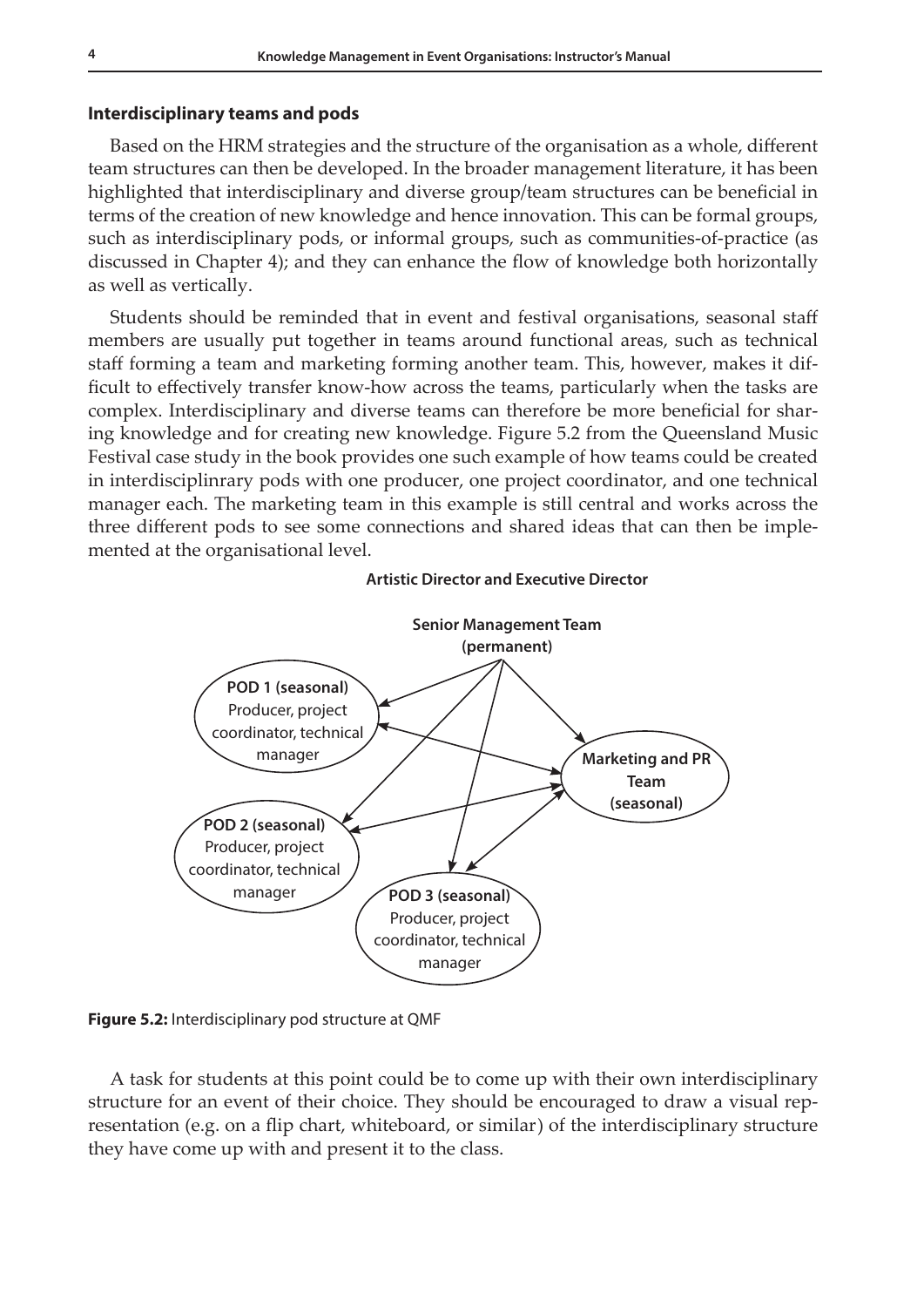### Interdisciplinary teams and pods

Based on the HRM strategies and the structure of the organisation as a whole, different team structures can then be developed. In the broader management literature, it has been highlighted that interdisciplinary and diverse group/team structures can be beneficial in terms of the creation of new knowledge and hence innovation. This can be formal groups, such as interdisciplinary pods, or informal groups, such as communities-of-practice (as discussed in Chapter 4); and they can enhance the flow of knowledge both horizontally as well as vertically.

Students should be reminded that in event and festival organisations, seasonal staff members are usually put together in teams around functional areas, such as technical staff forming a team and marketing forming another team. This, however, makes it difficult to effectively transfer know-how across the teams, particularly when the tasks are complex. Interdisciplinary and diverse teams can therefore be more beneficial for sharing knowledge and for creating new knowledge. Figure 5.2 from the Queensland Music Festival case study in the book provides one such example of how teams could be created in interdisciplinrary pods with one producer, one project coordinator, and one technical manager each. The marketing team in this example is still central and works across the three different pods to see some connections and shared ideas that can then be implemented at the organisational level.

**Artistic Director and Executive Director**

**Senior Management Team (permanent)**

**POD 1 (seasonal)** Producer, project coordinator, technical manager

**Marketing and PR Team (seasonal)**

**POD 2 (seasonal)** Producer, project coordinator, technical manager

**POD 3 (seasonal)** Producer, project coordinator, technical manager

**Figure 5.2:** Interdisciplinary pod structure at QMF

A task for students at this point could be to come up with their own interdisciplinary structure for an event of their choice. They should be encouraged to draw a visual representation (e.g. on a flip chart, whiteboard, or similar) of the interdisciplinary structure they have come up with and present it to the class.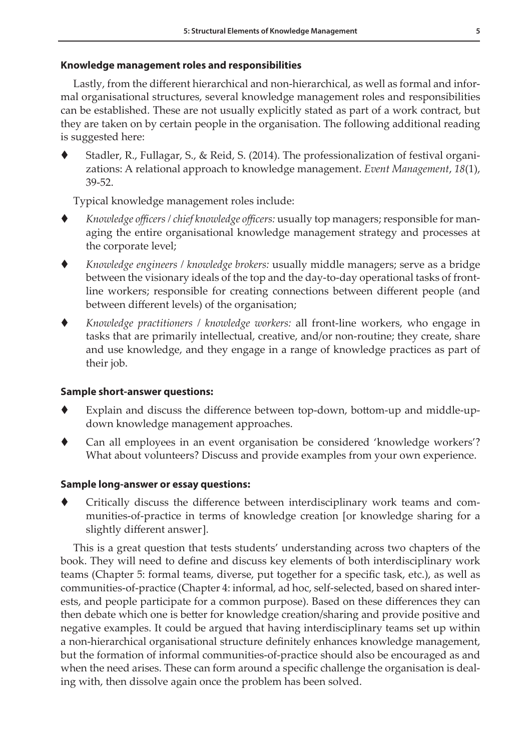### Knowledge management roles and responsibilities

Lastly, from the different hierarchical and non-hierarchical, as well as formal and informal organisational structures, several knowledge management roles and responsibilities can be established. These are not usually explicitly stated as part of a work contract, but they are taken on by certain people in the organisation. The following additional reading is suggested here:

- Stadler, R., Fullagar, S., & Reid, S. (2014). The professionalization of festival organizations: A relational approach to knowledge management. *Event Management*, *18*(1), 39-52.

Typical knowledge management roles include:

- *Knowledge officers / chief knowledge officers:* usually top managers; responsible for managing the entire organisational knowledge management strategy and processes at the corporate level;
- *Knowledge engineers / knowledge brokers:* usually middle managers; serve as a bridge between the visionary ideals of the top and the day-to-day operational tasks of front-line workers; responsible for creating connections between different people (and between different levels) of the organisation;
- *Knowledge practitioners / knowledge workers:* all front-line workers, who engage in tasks that are primarily intellectual, creative, and/or non-routine; they create, share and use knowledge, and they engage in a range of knowledge practices as part of their job.

### Sample short-answer questions:

- Explain and discuss the difference between top-down, bottom-up and middle-up-down knowledge management approaches.
- Can all employees in an event organisation be considered 'knowledge workers'? What about volunteers? Discuss and provide examples from your own experience.

### Sample long-answer or essay questions:

- Critically discuss the difference between interdisciplinary work teams and communities-of-practice in terms of knowledge creation [or knowledge sharing for a slightly different answer].

This is a great question that tests students' understanding across two chapters of the book. They will need to define and discuss key elements of both interdisciplinary work teams (Chapter 5: formal teams, diverse, put together for a specific task, etc.), as well as communities-of-practice (Chapter 4: informal, ad hoc, self-selected, based on shared interests, and people participate for a common purpose). Based on these differences they can then debate which one is better for knowledge creation/sharing and provide positive and negative examples. It could be argued that having interdisciplinary teams set up within a non-hierarchical organisational structure definitely enhances knowledge management, but the formation of informal communities-of-practice should also be encouraged as and when the need arises. These can form around a specific challenge the organisation is dealing with, then dissolve again once the problem has been solved.